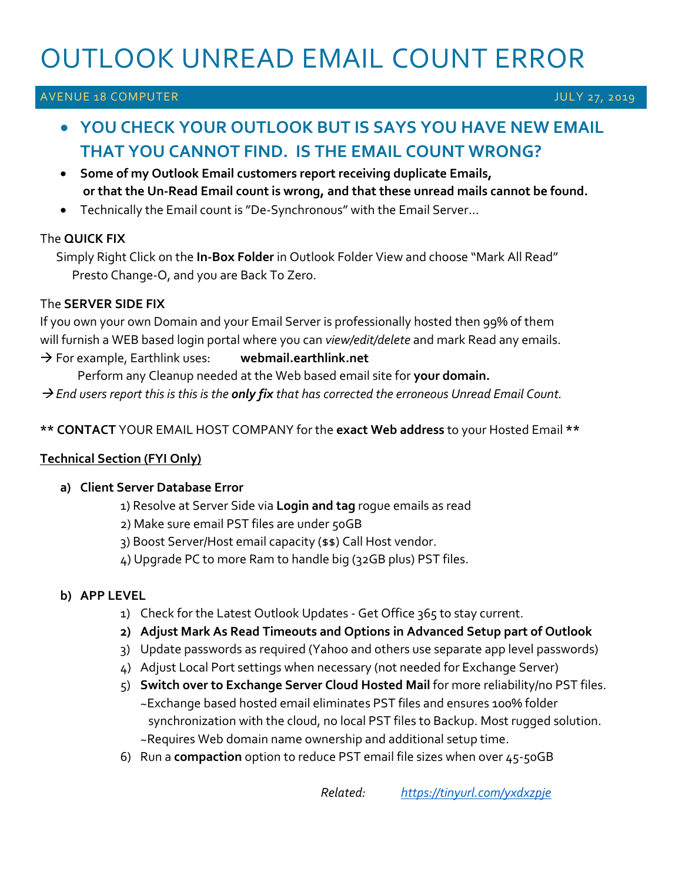# OUTLOOK UNREAD EMAIL COUNT ERROR

AVENUE 18 COMPUTER JULY 27, 2019

- **YOU CHECK YOUR OUTLOOK BUT IS SAYS YOU HAVE NEW EMAIL THAT YOU CANNOT FIND. IS THE EMAIL COUNT WRONG?**
- **Some of my Outlook Email customers report receiving duplicate Emails, or that the Un-Read Email count is wrong, and that these unread mails cannot be found.**
- Technically the Email count is "De-Synchronous" with the Email Server…

The **QUICK FIX**

Simply Right Click on the **In-Box Folder** in Outlook Folder View and choose "Mark All Read"
Presto Change-O, and you are Back To Zero.

The **SERVER SIDE FIX**

If you own your own Domain and your Email Server is professionally hosted then 99% of them will furnish a WEB based login portal where you can *view/edit/delete* and mark Read any emails.

→ For example, Earthlink uses: **webmail.earthlink.net**

Perform any Cleanup needed at the Web based email site for **your domain.**

→ *End users report this is this is the **only fix** that has corrected the erroneous Unread Email Count.*

** **CONTACT** YOUR EMAIL HOST COMPANY for the **exact Web address** to your Hosted Email **

<u>**Technical Section (FYI Only)**</u>

**a) Client Server Database Error**

1) Resolve at Server Side via **Login and tag** rogue emails as read
2) Make sure email PST files are under 50GB
3) Boost Server/Host email capacity ($$) Call Host vendor.
4) Upgrade PC to more Ram to handle big (32GB plus) PST files.

**b) APP LEVEL**

1) Check for the Latest Outlook Updates - Get Office 365 to stay current.
2) **Adjust Mark As Read Timeouts and Options in Advanced Setup part of Outlook**
3) Update passwords as required (Yahoo and others use separate app level passwords)
4) Adjust Local Port settings when necessary (not needed for Exchange Server)
5) **Switch over to Exchange Server Cloud Hosted Mail** for more reliability/no PST files.
   ~Exchange based hosted email eliminates PST files and ensures 100% folder synchronization with the cloud, no local PST files to Backup. Most rugged solution.
   ~Requires Web domain name ownership and additional setup time.
6) Run a **compaction** option to reduce PST email file sizes when over 45-50GB

*Related:* *https://tinyurl.com/yxdxzpje*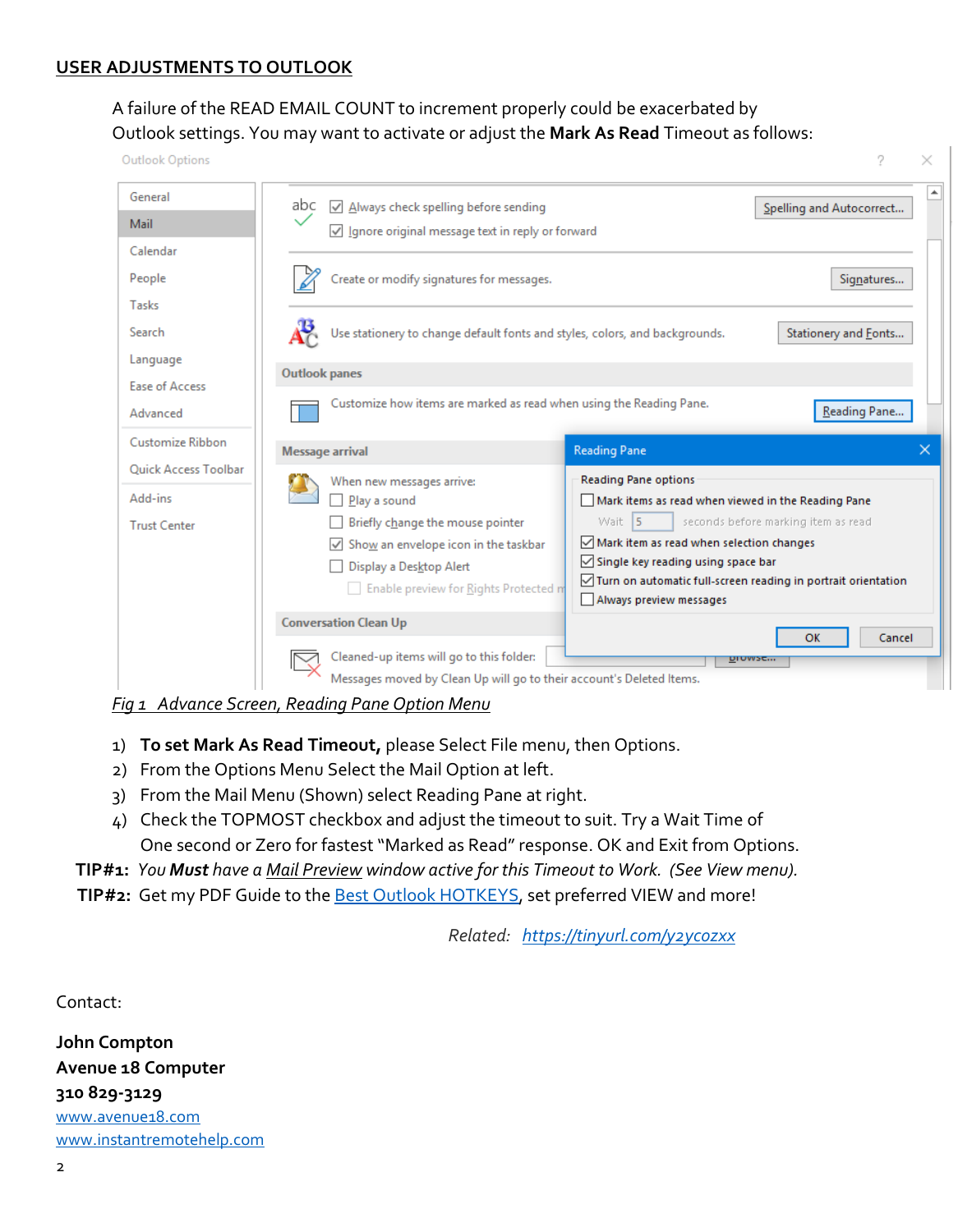## USER ADJUSTMENTS TO OUTLOOK

A failure of the READ EMAIL COUNT to increment properly could be exacerbated by Outlook settings. You may want to activate or adjust the **Mark As Read** Timeout as follows:

*Fig 1 Advance Screen, Reading Pane Option Menu*

1) **To set Mark As Read Timeout,** please Select File menu, then Options.
2) From the Options Menu Select the Mail Option at left.
3) From the Mail Menu (Shown) select Reading Pane at right.
4) Check the TOPMOST checkbox and adjust the timeout to suit. Try a Wait Time of One second or Zero for fastest "Marked as Read" response. OK and Exit from Options.

**TIP#1:** *You **Must** have a Mail Preview window active for this Timeout to Work. (See View menu).*

**TIP#2:** Get my PDF Guide to the Best Outlook HOTKEYS, set preferred VIEW and more!

*Related: https://tinyurl.com/y2ycozxx*

Contact:

**John Compton**
**Avenue 18 Computer**
**310 829-3129**
www.avenue18.com
www.instantremotehelp.com